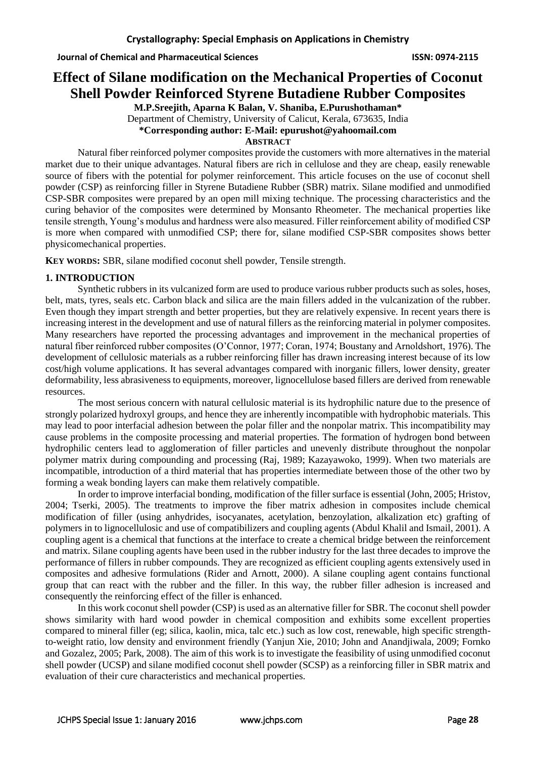# Effect of Silane modification on the Mechanical Properties of Coconut Shell Powder Reinforced Styrene Butadiene Rubber Composites

**M.P.Sreejith, Aparna K Balan, V. Shaniba, E.Purushothaman***

Department of Chemistry, University of Calicut, Kerala, 673635, India

**\*Corresponding author: E-Mail: epurushot@yahoomail.com**

**ABSTRACT**

Natural fiber reinforced polymer composites provide the customers with more alternatives in the material market due to their unique advantages. Natural fibers are rich in cellulose and they are cheap, easily renewable source of fibers with the potential for polymer reinforcement. This article focuses on the use of coconut shell powder (CSP) as reinforcing filler in Styrene Butadiene Rubber (SBR) matrix. Silane modified and unmodified CSP-SBR composites were prepared by an open mill mixing technique. The processing characteristics and the curing behavior of the composites were determined by Monsanto Rheometer. The mechanical properties like tensile strength, Young's modulus and hardness were also measured. Filler reinforcement ability of modified CSP is more when compared with unmodified CSP; there for, silane modified CSP-SBR composites shows better physicomechanical properties.

**KEY WORDS:** SBR, silane modified coconut shell powder, Tensile strength.

## 1. INTRODUCTION

Synthetic rubbers in its vulcanized form are used to produce various rubber products such as soles, hoses, belt, mats, tyres, seals etc. Carbon black and silica are the main fillers added in the vulcanization of the rubber. Even though they impart strength and better properties, but they are relatively expensive. In recent years there is increasing interest in the development and use of natural fillers as the reinforcing material in polymer composites. Many researchers have reported the processing advantages and improvement in the mechanical properties of natural fiber reinforced rubber composites (O'Connor, 1977; Coran, 1974; Boustany and Arnoldshort, 1976). The development of cellulosic materials as a rubber reinforcing filler has drawn increasing interest because of its low cost/high volume applications. It has several advantages compared with inorganic fillers, lower density, greater deformability, less abrasiveness to equipments, moreover, lignocellulose based fillers are derived from renewable resources.

The most serious concern with natural cellulosic material is its hydrophilic nature due to the presence of strongly polarized hydroxyl groups, and hence they are inherently incompatible with hydrophobic materials. This may lead to poor interfacial adhesion between the polar filler and the nonpolar matrix. This incompatibility may cause problems in the composite processing and material properties. The formation of hydrogen bond between hydrophilic centers lead to agglomeration of filler particles and unevenly distribute throughout the nonpolar polymer matrix during compounding and processing (Raj, 1989; Kazayawoko, 1999). When two materials are incompatible, introduction of a third material that has properties intermediate between those of the other two by forming a weak bonding layers can make them relatively compatible.

In order to improve interfacial bonding, modification of the filler surface is essential (John, 2005; Hristov, 2004; Tserki, 2005). The treatments to improve the fiber matrix adhesion in composites include chemical modification of filler (using anhydrides, isocyanates, acetylation, benzoylation, alkalization etc) grafting of polymers in to lignocellulosic and use of compatibilizers and coupling agents (Abdul Khalil and Ismail, 2001). A coupling agent is a chemical that functions at the interface to create a chemical bridge between the reinforcement and matrix. Silane coupling agents have been used in the rubber industry for the last three decades to improve the performance of fillers in rubber compounds. They are recognized as efficient coupling agents extensively used in composites and adhesive formulations (Rider and Arnott, 2000). A silane coupling agent contains functional group that can react with the rubber and the filler. In this way, the rubber filler adhesion is increased and consequently the reinforcing effect of the filler is enhanced.

In this work coconut shell powder (CSP) is used as an alternative filler for SBR. The coconut shell powder shows similarity with hard wood powder in chemical composition and exhibits some excellent properties compared to mineral filler (eg; silica, kaolin, mica, talc etc.) such as low cost, renewable, high specific strength-to-weight ratio, low density and environment friendly (Yanjun Xie, 2010; John and Anandjiwala, 2009; Fornko and Gozalez, 2005; Park, 2008). The aim of this work is to investigate the feasibility of using unmodified coconut shell powder (UCSP) and silane modified coconut shell powder (SCSP) as a reinforcing filler in SBR matrix and evaluation of their cure characteristics and mechanical properties.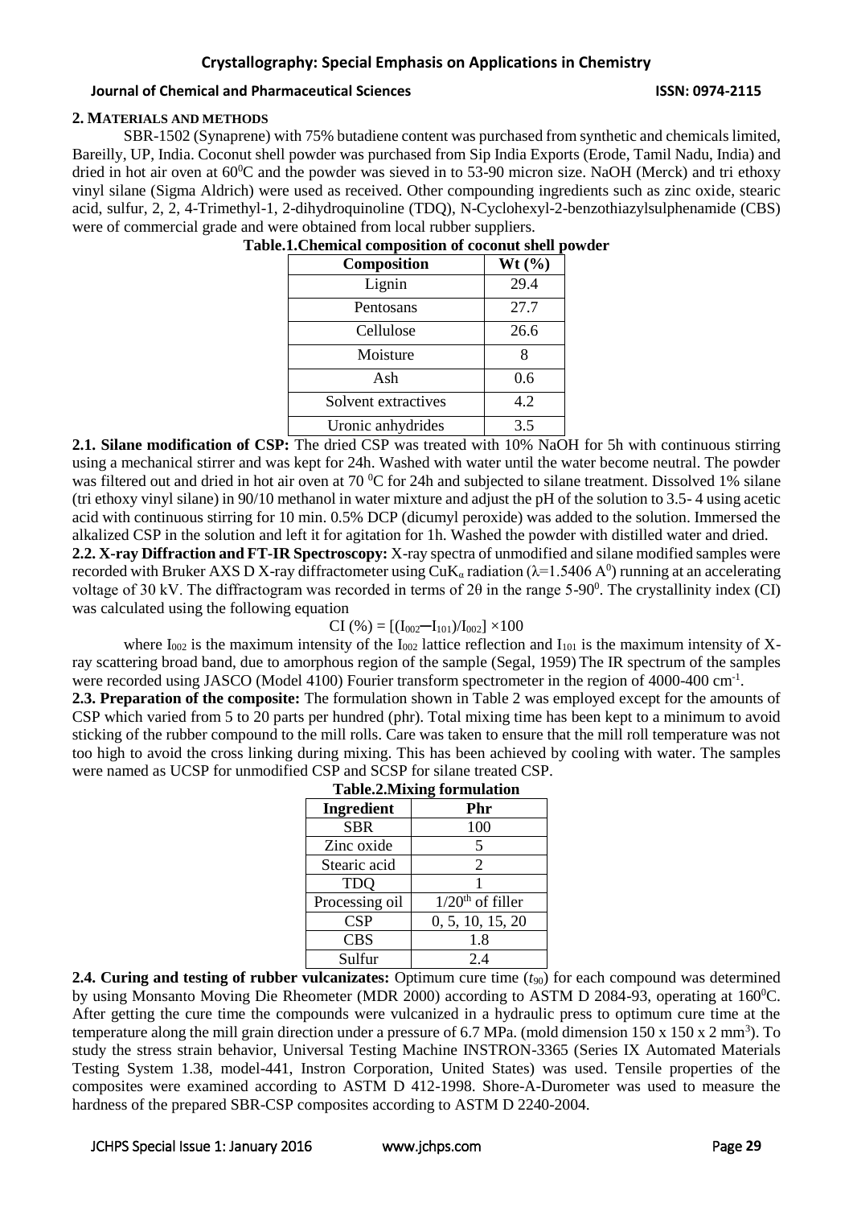## 2. MATERIALS AND METHODS

SBR-1502 (Synaprene) with 75% butadiene content was purchased from synthetic and chemicals limited, Bareilly, UP, India. Coconut shell powder was purchased from Sip India Exports (Erode, Tamil Nadu, India) and dried in hot air oven at $60^0$C and the powder was sieved in to 53-90 micron size. NaOH (Merck) and tri ethoxy vinyl silane (Sigma Aldrich) were used as received. Other compounding ingredients such as zinc oxide, stearic acid, sulfur, 2, 2, 4-Trimethyl-1, 2-dihydroquinoline (TDQ), N-Cyclohexyl-2-benzothiazylsulphenamide (CBS) were of commercial grade and were obtained from local rubber suppliers.

**Table.1.Chemical composition of coconut shell powder**

| Composition | Wt (%) |
|---|---|
| Lignin | 29.4 |
| Pentosans | 27.7 |
| Cellulose | 26.6 |
| Moisture | 8 |
| Ash | 0.6 |
| Solvent extractives | 4.2 |
| Uronic anhydrides | 3.5 |

**2.1. Silane modification of CSP:** The dried CSP was treated with 10% NaOH for 5h with continuous stirring using a mechanical stirrer and was kept for 24h. Washed with water until the water become neutral. The powder was filtered out and dried in hot air oven at 70 $^0$C for 24h and subjected to silane treatment. Dissolved 1% silane (tri ethoxy vinyl silane) in 90/10 methanol in water mixture and adjust the pH of the solution to 3.5- 4 using acetic acid with continuous stirring for 10 min. 0.5% DCP (dicumyl peroxide) was added to the solution. Immersed the alkalized CSP in the solution and left it for agitation for 1h. Washed the powder with distilled water and dried.

**2.2. X-ray Diffraction and FT-IR Spectroscopy:** X-ray spectra of unmodified and silane modified samples were recorded with Bruker AXS D X-ray diffractometer using CuK$_\alpha$ radiation ($\lambda$=1.5406 A$^0$) running at an accelerating voltage of 30 kV. The diffractogram was recorded in terms of 2θ in the range 5-90$^0$. The crystallinity index (CI) was calculated using the following equation

$$CI\ (\%) = [(I_{002} - I_{101})/I_{002}] \times 100$$

where $I_{002}$ is the maximum intensity of the $I_{002}$ lattice reflection and $I_{101}$ is the maximum intensity of X-ray scattering broad band, due to amorphous region of the sample (Segal, 1959) The IR spectrum of the samples were recorded using JASCO (Model 4100) Fourier transform spectrometer in the region of 4000-400 cm$^{-1}$.

**2.3. Preparation of the composite:** The formulation shown in Table 2 was employed except for the amounts of CSP which varied from 5 to 20 parts per hundred (phr). Total mixing time has been kept to a minimum to avoid sticking of the rubber compound to the mill rolls. Care was taken to ensure that the mill roll temperature was not too high to avoid the cross linking during mixing. This has been achieved by cooling with water. The samples were named as UCSP for unmodified CSP and SCSP for silane treated CSP.

**Table.2.Mixing formulation**

| Ingredient | Phr |
|---|---|
| SBR | 100 |
| Zinc oxide | 5 |
| Stearic acid | 2 |
| TDQ | 1 |
| Processing oil | 1/20$^{th}$ of filler |
| CSP | 0, 5, 10, 15, 20 |
| CBS | 1.8 |
| Sulfur | 2.4 |

**2.4. Curing and testing of rubber vulcanizates:** Optimum cure time ($t_{90}$) for each compound was determined by using Monsanto Moving Die Rheometer (MDR 2000) according to ASTM D 2084-93, operating at 160$^0$C. After getting the cure time the compounds were vulcanized in a hydraulic press to optimum cure time at the temperature along the mill grain direction under a pressure of 6.7 MPa. (mold dimension 150 x 150 x 2 mm$^3$). To study the stress strain behavior, Universal Testing Machine INSTRON-3365 (Series IX Automated Materials Testing System 1.38, model-441, Instron Corporation, United States) was used. Tensile properties of the composites were examined according to ASTM D 412-1998. Shore-A-Durometer was used to measure the hardness of the prepared SBR-CSP composites according to ASTM D 2240-2004.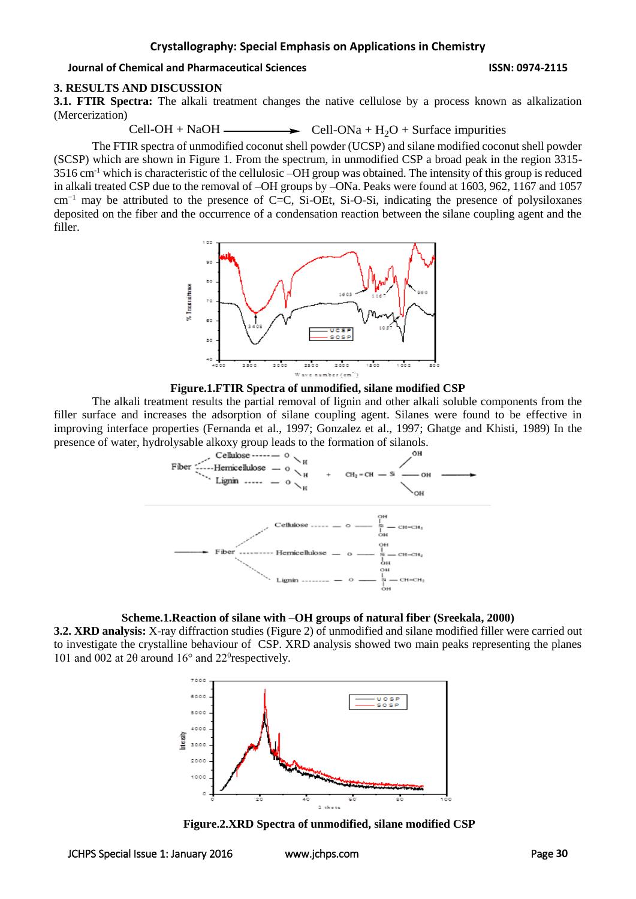## 3. RESULTS AND DISCUSSION

**3.1. FTIR Spectra:** The alkali treatment changes the native cellulose by a process known as alkalization (Mercerization)

$$\text{Cell-OH} + \text{NaOH} \longrightarrow \text{Cell-ONa} + H_2O + \text{Surface impurities}$$

The FTIR spectra of unmodified coconut shell powder (UCSP) and silane modified coconut shell powder (SCSP) which are shown in Figure 1. From the spectrum, in unmodified CSP a broad peak in the region 3315-3516 $cm^{-1}$ which is characteristic of the cellulosic –OH group was obtained. The intensity of this group is reduced in alkali treated CSP due to the removal of –OH groups by –ONa. Peaks were found at 1603, 962, 1167 and 1057 $cm^{-1}$ may be attributed to the presence of C=C, Si-OEt, Si-O-Si, indicating the presence of polysiloxanes deposited on the fiber and the occurrence of a condensation reaction between the silane coupling agent and the filler.

**Figure.1.FTIR Spectra of unmodified, silane modified CSP**

The alkali treatment results the partial removal of lignin and other alkali soluble components from the filler surface and increases the adsorption of silane coupling agent. Silanes were found to be effective in improving interface properties (Fernanda et al., 1997; Gonzalez et al., 1997; Ghatge and Khisti, 1989) In the presence of water, hydrolysable alkoxy group leads to the formation of silanols.

**Scheme.1.Reaction of silane with –OH groups of natural fiber (Sreekala, 2000)**

**3.2. XRD analysis:** X-ray diffraction studies (Figure 2) of unmodified and silane modified filler were carried out to investigate the crystalline behaviour of CSP. XRD analysis showed two main peaks representing the planes 101 and 002 at 2θ around 16° and 22$^0$respectively.

**Figure.2.XRD Spectra of unmodified, silane modified CSP**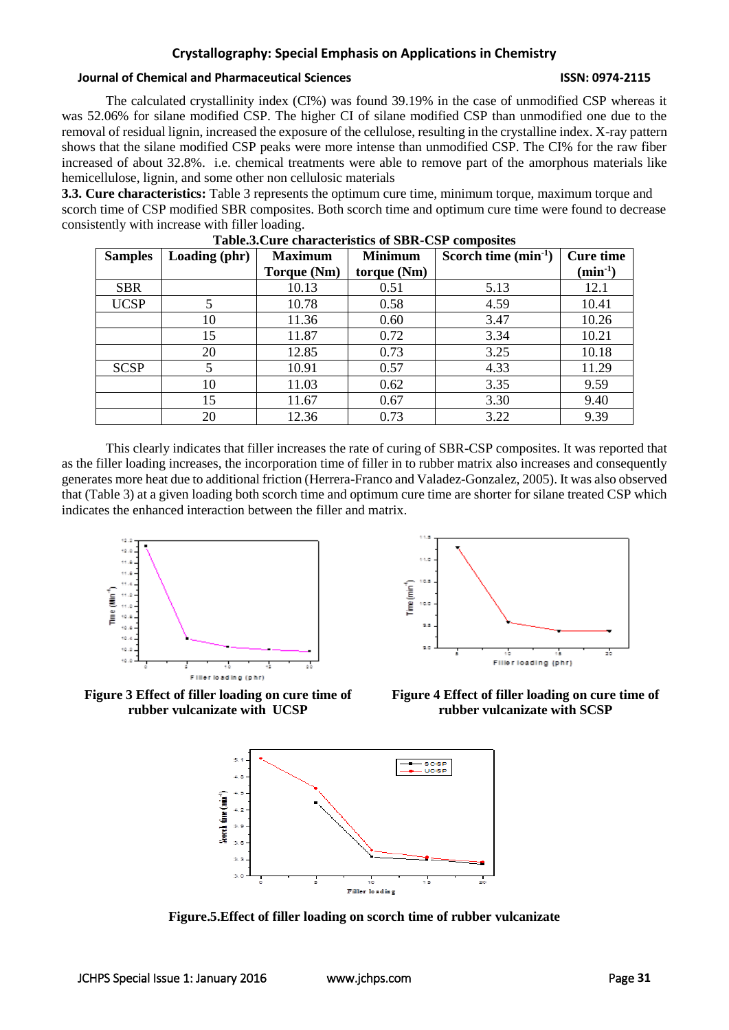The calculated crystallinity index (CI%) was found 39.19% in the case of unmodified CSP whereas it was 52.06% for silane modified CSP. The higher CI of silane modified CSP than unmodified one due to the removal of residual lignin, increased the exposure of the cellulose, resulting in the crystalline index. X-ray pattern shows that the silane modified CSP peaks were more intense than unmodified CSP. The CI% for the raw fiber increased of about 32.8%. i.e. chemical treatments were able to remove part of the amorphous materials like hemicellulose, lignin, and some other non cellulosic materials

**3.3. Cure characteristics:** Table 3 represents the optimum cure time, minimum torque, maximum torque and scorch time of CSP modified SBR composites. Both scorch time and optimum cure time were found to decrease consistently with increase with filler loading.

**Table.3.Cure characteristics of SBR-CSP composites**

| Samples | Loading (phr) | Maximum Torque (Nm) | Minimum torque (Nm) | Scorch time ($min^{-1}$) | Cure time ($min^{-1}$) |
|---|---|---|---|---|---|
| SBR | | 10.13 | 0.51 | 5.13 | 12.1 |
| UCSP | 5 | 10.78 | 0.58 | 4.59 | 10.41 |
| | 10 | 11.36 | 0.60 | 3.47 | 10.26 |
| | 15 | 11.87 | 0.72 | 3.34 | 10.21 |
| | 20 | 12.85 | 0.73 | 3.25 | 10.18 |
| SCSP | 5 | 10.91 | 0.57 | 4.33 | 11.29 |
| | 10 | 11.03 | 0.62 | 3.35 | 9.59 |
| | 15 | 11.67 | 0.67 | 3.30 | 9.40 |
| | 20 | 12.36 | 0.73 | 3.22 | 9.39 |

This clearly indicates that filler increases the rate of curing of SBR-CSP composites. It was reported that as the filler loading increases, the incorporation time of filler in to rubber matrix also increases and consequently generates more heat due to additional friction (Herrera-Franco and Valadez-Gonzalez, 2005). It was also observed that (Table 3) at a given loading both scorch time and optimum cure time are shorter for silane treated CSP which indicates the enhanced interaction between the filler and matrix.

**Figure 3 Effect of filler loading on cure time of rubber vulcanizate with UCSP**

**Figure 4 Effect of filler loading on cure time of rubber vulcanizate with SCSP**

**Figure.5.Effect of filler loading on scorch time of rubber vulcanizate**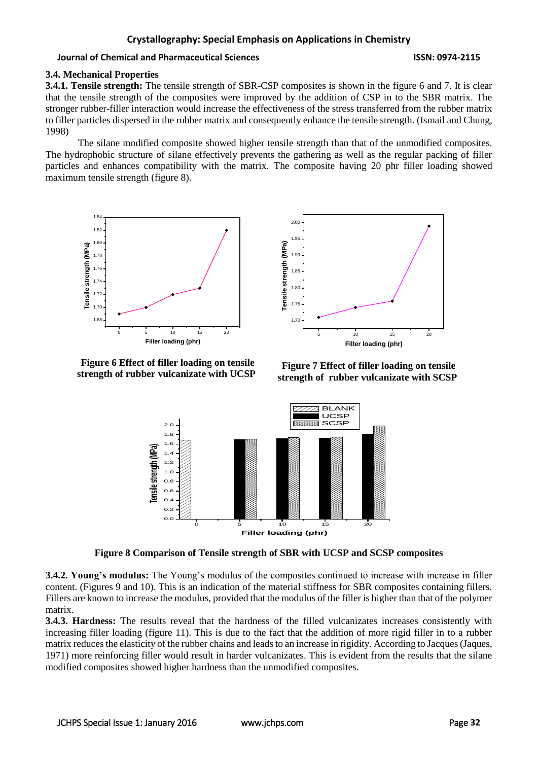### 3.4. Mechanical Properties

**3.4.1. Tensile strength:** The tensile strength of SBR-CSP composites is shown in the figure 6 and 7. It is clear that the tensile strength of the composites were improved by the addition of CSP in to the SBR matrix. The stronger rubber-filler interaction would increase the effectiveness of the stress transferred from the rubber matrix to filler particles dispersed in the rubber matrix and consequently enhance the tensile strength. (Ismail and Chung, 1998)

The silane modified composite showed higher tensile strength than that of the unmodified composites. The hydrophobic structure of silane effectively prevents the gathering as well as the regular packing of filler particles and enhances compatibility with the matrix. The composite having 20 phr filler loading showed maximum tensile strength (figure 8).

**Figure 6 Effect of filler loading on tensile strength of rubber vulcanizate with UCSP**

**Figure 7 Effect of filler loading on tensile strength of rubber vulcanizate with SCSP**

**Figure 8 Comparison of Tensile strength of SBR with UCSP and SCSP composites**

**3.4.2. Young's modulus:** The Young's modulus of the composites continued to increase with increase in filler content. (Figures 9 and 10). This is an indication of the material stiffness for SBR composites containing fillers. Fillers are known to increase the modulus, provided that the modulus of the filler is higher than that of the polymer matrix.

**3.4.3. Hardness:** The results reveal that the hardness of the filled vulcanizates increases consistently with increasing filler loading (figure 11). This is due to the fact that the addition of more rigid filler in to a rubber matrix reduces the elasticity of the rubber chains and leads to an increase in rigidity. According to Jacques (Jaques, 1971) more reinforcing filler would result in harder vulcanizates. This is evident from the results that the silane modified composites showed higher hardness than the unmodified composites.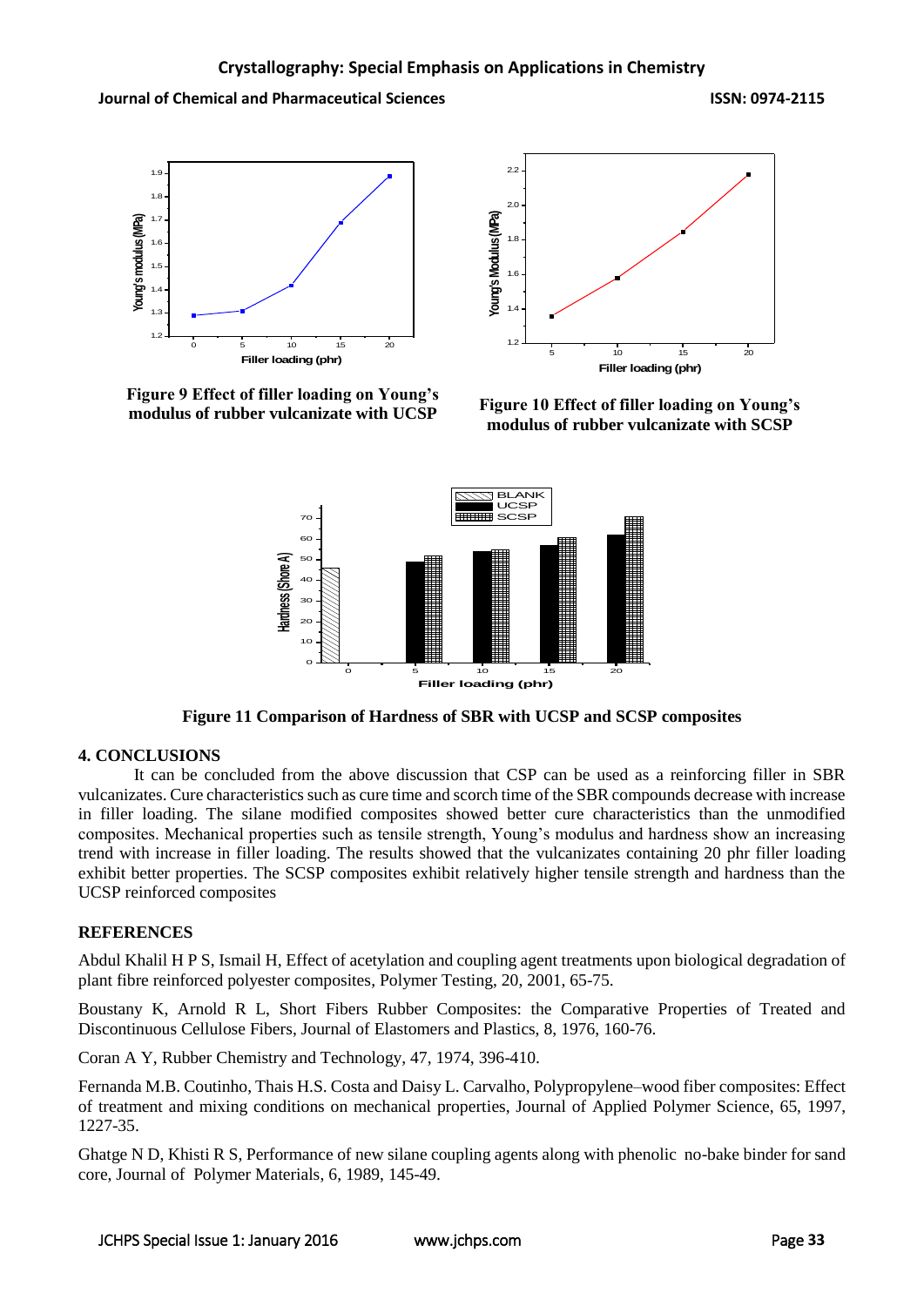**Figure 9 Effect of filler loading on Young's modulus of rubber vulcanizate with UCSP**

**Figure 10 Effect of filler loading on Young's modulus of rubber vulcanizate with SCSP**

**Figure 11 Comparison of Hardness of SBR with UCSP and SCSP composites**

## 4. CONCLUSIONS

It can be concluded from the above discussion that CSP can be used as a reinforcing filler in SBR vulcanizates. Cure characteristics such as cure time and scorch time of the SBR compounds decrease with increase in filler loading. The silane modified composites showed better cure characteristics than the unmodified composites. Mechanical properties such as tensile strength, Young's modulus and hardness show an increasing trend with increase in filler loading. The results showed that the vulcanizates containing 20 phr filler loading exhibit better properties. The SCSP composites exhibit relatively higher tensile strength and hardness than the UCSP reinforced composites

## REFERENCES

Abdul Khalil H P S, Ismail H, Effect of acetylation and coupling agent treatments upon biological degradation of plant fibre reinforced polyester composites, Polymer Testing, 20, 2001, 65-75.

Boustany K, Arnold R L, Short Fibers Rubber Composites: the Comparative Properties of Treated and Discontinuous Cellulose Fibers, Journal of Elastomers and Plastics, 8, 1976, 160-76.

Coran A Y, Rubber Chemistry and Technology, 47, 1974, 396-410.

Fernanda M.B. Coutinho, Thais H.S. Costa and Daisy L. Carvalho, Polypropylene–wood fiber composites: Effect of treatment and mixing conditions on mechanical properties, Journal of Applied Polymer Science, 65, 1997, 1227-35.

Ghatge N D, Khisti R S, Performance of new silane coupling agents along with phenolic no-bake binder for sand core, Journal of Polymer Materials, 6, 1989, 145-49.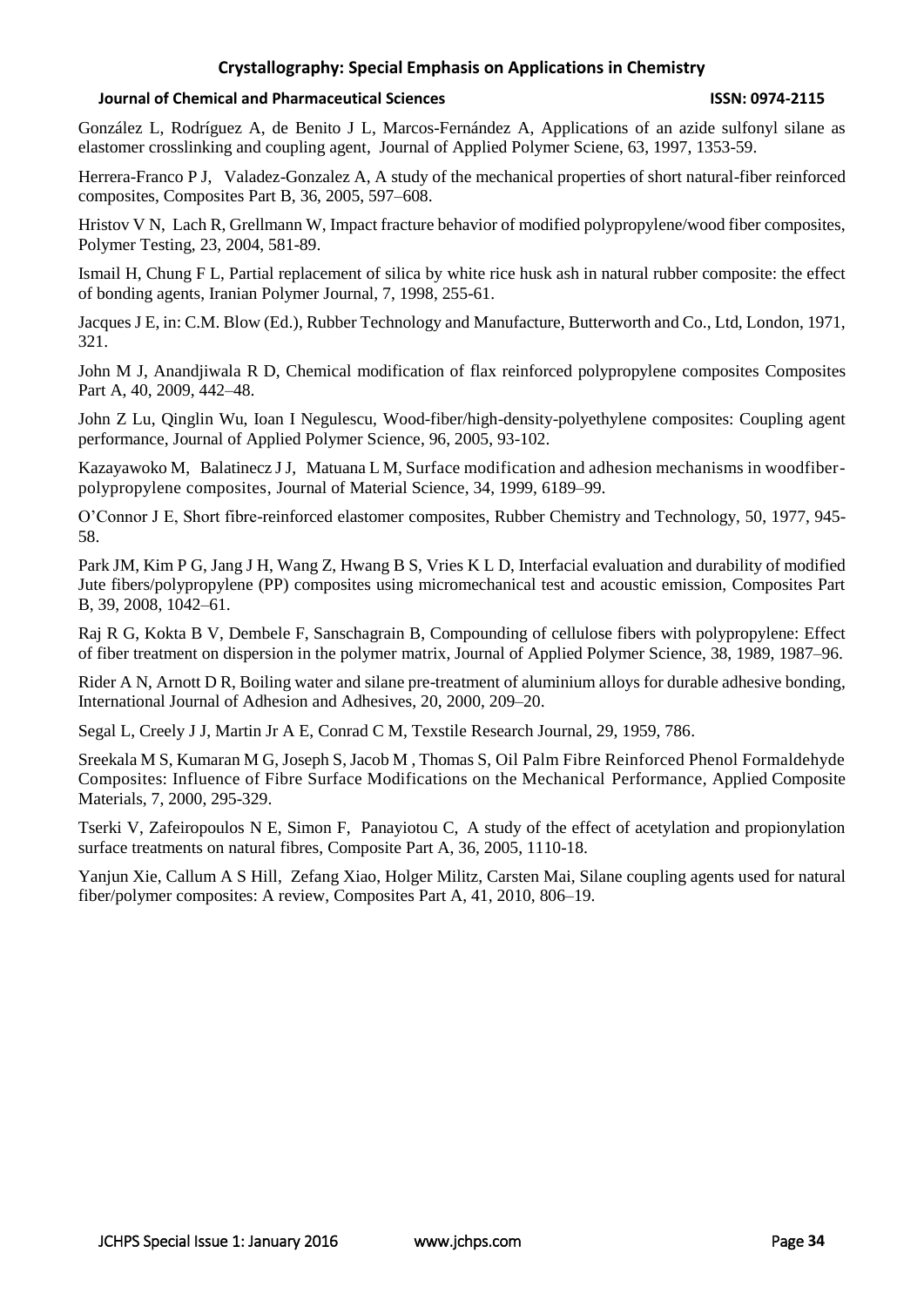González L, Rodríguez A, de Benito J L, Marcos-Fernández A, Applications of an azide sulfonyl silane as elastomer crosslinking and coupling agent, Journal of Applied Polymer Sciene, 63, 1997, 1353-59.

Herrera-Franco P J, Valadez-Gonzalez A, A study of the mechanical properties of short natural-fiber reinforced composites, Composites Part B, 36, 2005, 597–608.

Hristov V N, Lach R, Grellmann W, Impact fracture behavior of modified polypropylene/wood fiber composites, Polymer Testing, 23, 2004, 581-89.

Ismail H, Chung F L, Partial replacement of silica by white rice husk ash in natural rubber composite: the effect of bonding agents, Iranian Polymer Journal, 7, 1998, 255-61.

Jacques J E, in: C.M. Blow (Ed.), Rubber Technology and Manufacture, Butterworth and Co., Ltd, London, 1971, 321.

John M J, Anandjiwala R D, Chemical modification of flax reinforced polypropylene composites Composites Part A, 40, 2009, 442–48.

John Z Lu, Qinglin Wu, Ioan I Negulescu, Wood-fiber/high-density-polyethylene composites: Coupling agent performance, Journal of Applied Polymer Science, 96, 2005, 93-102.

Kazayawoko M, Balatinecz J J, Matuana L M, Surface modification and adhesion mechanisms in woodfiber-polypropylene composites, Journal of Material Science, 34, 1999, 6189–99.

O'Connor J E, Short fibre-reinforced elastomer composites, Rubber Chemistry and Technology, 50, 1977, 945-58.

Park JM, Kim P G, Jang J H, Wang Z, Hwang B S, Vries K L D, Interfacial evaluation and durability of modified Jute fibers/polypropylene (PP) composites using micromechanical test and acoustic emission, Composites Part B, 39, 2008, 1042–61.

Raj R G, Kokta B V, Dembele F, Sanschagrain B, Compounding of cellulose fibers with polypropylene: Effect of fiber treatment on dispersion in the polymer matrix, Journal of Applied Polymer Science, 38, 1989, 1987–96.

Rider A N, Arnott D R, Boiling water and silane pre-treatment of aluminium alloys for durable adhesive bonding, International Journal of Adhesion and Adhesives, 20, 2000, 209–20.

Segal L, Creely J J, Martin Jr A E, Conrad C M, Texstile Research Journal, 29, 1959, 786.

Sreekala M S, Kumaran M G, Joseph S, Jacob M , Thomas S, Oil Palm Fibre Reinforced Phenol Formaldehyde Composites: Influence of Fibre Surface Modifications on the Mechanical Performance, Applied Composite Materials, 7, 2000, 295-329.

Tserki V, Zafeiropoulos N E, Simon F, Panayiotou C, A study of the effect of acetylation and propionylation surface treatments on natural fibres, Composite Part A, 36, 2005, 1110-18.

Yanjun Xie, Callum A S Hill, Zefang Xiao, Holger Militz, Carsten Mai, Silane coupling agents used for natural fiber/polymer composites: A review, Composites Part A, 41, 2010, 806–19.